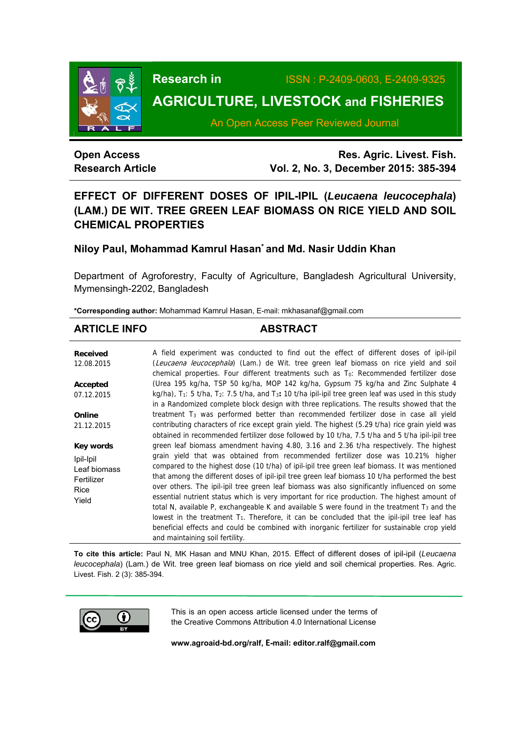# Research in AGRICULTURE, LIVESTOCK and FISHERIES

ISSN : P-2409-0603, E-2409-9325

An Open Access Peer Reviewed Journal

**Open Access**
**Research Article**

**Res. Agric. Livest. Fish.**
**Vol. 2, No. 3, December 2015: 385-394**

## EFFECT OF DIFFERENT DOSES OF IPIL-IPIL (*Leucaena leucocephala*) (LAM.) DE WIT. TREE GREEN LEAF BIOMASS ON RICE YIELD AND SOIL CHEMICAL PROPERTIES

### Niloy Paul, Mohammad Kamrul Hasan* and Md. Nasir Uddin Khan

Department of Agroforestry, Faculty of Agriculture, Bangladesh Agricultural University, Mymensingh-2202, Bangladesh

**\*Corresponding author:** Mohammad Kamrul Hasan, E-mail: mkhasanaf@gmail.com

## ARTICLE INFO

**Received**
12.08.2015

**Accepted**
07.12.2015

**Online**
21.12.2015

**Key words**
Ipil-Ipil
Leaf biomass
Fertilizer
Rice
Yield

## ABSTRACT

A field experiment was conducted to find out the effect of different doses of ipil-ipil (*Leucaena leucocephala*) (Lam.) de Wit. tree green leaf biomass on rice yield and soil chemical properties. Four different treatments such as $T_0$: Recommended fertilizer dose (Urea 195 kg/ha, TSP 50 kg/ha, MOP 142 kg/ha, Gypsum 75 kg/ha and Zinc Sulphate 4 kg/ha), $T_1$: 5 t/ha, $T_2$: 7.5 t/ha, and $T_3$**:** 10 t/ha ipil-ipil tree green leaf was used in this study in a Randomized complete block design with three replications. The results showed that the treatment $T_3$ was performed better than recommended fertilizer dose in case all yield contributing characters of rice except grain yield. The highest (5.29 t/ha) rice grain yield was obtained in recommended fertilizer dose followed by 10 t/ha, 7.5 t/ha and 5 t/ha ipil-ipil tree green leaf biomass amendment having 4.80, 3.16 and 2.36 t/ha respectively. The highest grain yield that was obtained from recommended fertilizer dose was 10.21% higher compared to the highest dose (10 t/ha) of ipil-ipil tree green leaf biomass. It was mentioned that among the different doses of ipil-ipil tree green leaf biomass 10 t/ha performed the best over others. The ipil-ipil tree green leaf biomass was also significantly influenced on some essential nutrient status which is very important for rice production. The highest amount of total N, available P, exchangeable K and available S were found in the treatment $T_3$ and the lowest in the treatment $T_1$. Therefore, it can be concluded that the ipil-ipil tree leaf has beneficial effects and could be combined with inorganic fertilizer for sustainable crop yield and maintaining soil fertility.

**To cite this article:** Paul N, MK Hasan and MNU Khan, 2015. Effect of different doses of ipil-ipil (*Leucaena leucocephala*) (Lam.) de Wit. tree green leaf biomass on rice yield and soil chemical properties. Res. Agric. Livest. Fish. 2 (3): 385-394.

This is an open access article licensed under the terms of the Creative Commons Attribution 4.0 International License

**www.agroaid-bd.org/ralf, E-mail: editor.ralf@gmail.com**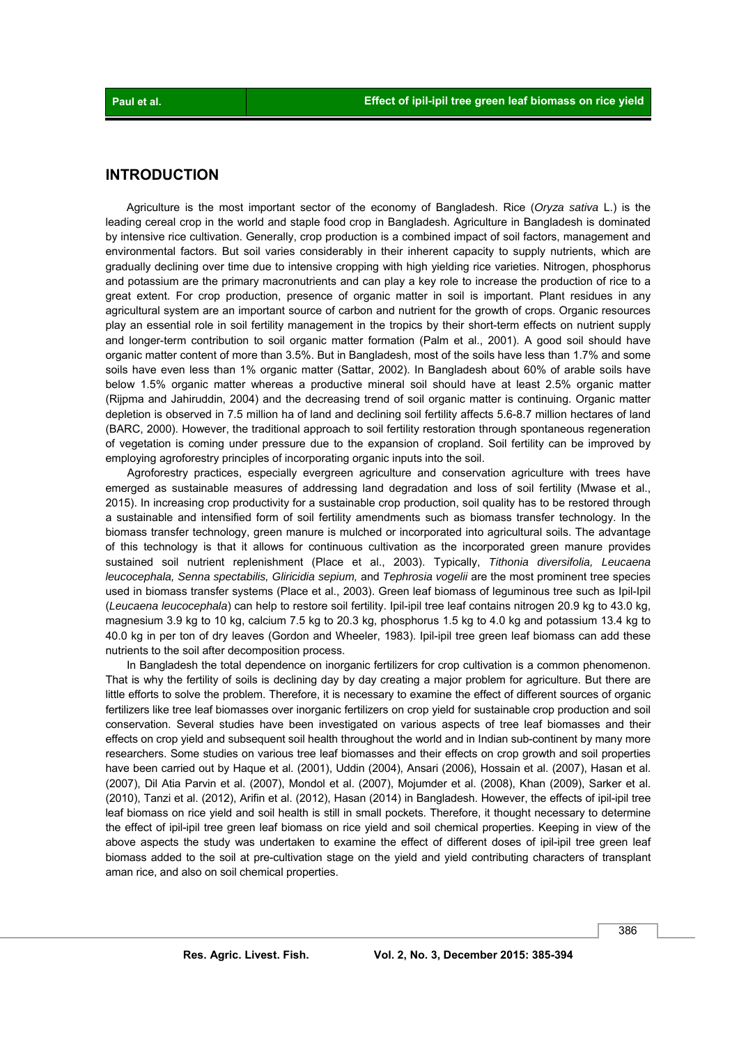## INTRODUCTION

Agriculture is the most important sector of the economy of Bangladesh. Rice (*Oryza sativa* L.) is the leading cereal crop in the world and staple food crop in Bangladesh. Agriculture in Bangladesh is dominated by intensive rice cultivation. Generally, crop production is a combined impact of soil factors, management and environmental factors. But soil varies considerably in their inherent capacity to supply nutrients, which are gradually declining over time due to intensive cropping with high yielding rice varieties. Nitrogen, phosphorus and potassium are the primary macronutrients and can play a key role to increase the production of rice to a great extent. For crop production, presence of organic matter in soil is important. Plant residues in any agricultural system are an important source of carbon and nutrient for the growth of crops. Organic resources play an essential role in soil fertility management in the tropics by their short-term effects on nutrient supply and longer-term contribution to soil organic matter formation (Palm et al., 2001). A good soil should have organic matter content of more than 3.5%. But in Bangladesh, most of the soils have less than 1.7% and some soils have even less than 1% organic matter (Sattar, 2002). In Bangladesh about 60% of arable soils have below 1.5% organic matter whereas a productive mineral soil should have at least 2.5% organic matter (Rijpma and Jahiruddin, 2004) and the decreasing trend of soil organic matter is continuing. Organic matter depletion is observed in 7.5 million ha of land and declining soil fertility affects 5.6-8.7 million hectares of land (BARC, 2000). However, the traditional approach to soil fertility restoration through spontaneous regeneration of vegetation is coming under pressure due to the expansion of cropland. Soil fertility can be improved by employing agroforestry principles of incorporating organic inputs into the soil.

Agroforestry practices, especially evergreen agriculture and conservation agriculture with trees have emerged as sustainable measures of addressing land degradation and loss of soil fertility (Mwase et al., 2015). In increasing crop productivity for a sustainable crop production, soil quality has to be restored through a sustainable and intensified form of soil fertility amendments such as biomass transfer technology. In the biomass transfer technology, green manure is mulched or incorporated into agricultural soils. The advantage of this technology is that it allows for continuous cultivation as the incorporated green manure provides sustained soil nutrient replenishment (Place et al., 2003). Typically, *Tithonia diversifolia, Leucaena leucocephala, Senna spectabilis, Gliricidia sepium,* and *Tephrosia vogelii* are the most prominent tree species used in biomass transfer systems (Place et al., 2003). Green leaf biomass of leguminous tree such as Ipil-Ipil (*Leucaena leucocephala*) can help to restore soil fertility. Ipil-ipil tree leaf contains nitrogen 20.9 kg to 43.0 kg, magnesium 3.9 kg to 10 kg, calcium 7.5 kg to 20.3 kg, phosphorus 1.5 kg to 4.0 kg and potassium 13.4 kg to 40.0 kg in per ton of dry leaves (Gordon and Wheeler, 1983). Ipil-ipil tree green leaf biomass can add these nutrients to the soil after decomposition process.

In Bangladesh the total dependence on inorganic fertilizers for crop cultivation is a common phenomenon. That is why the fertility of soils is declining day by day creating a major problem for agriculture. But there are little efforts to solve the problem. Therefore, it is necessary to examine the effect of different sources of organic fertilizers like tree leaf biomasses over inorganic fertilizers on crop yield for sustainable crop production and soil conservation. Several studies have been investigated on various aspects of tree leaf biomasses and their effects on crop yield and subsequent soil health throughout the world and in Indian sub-continent by many more researchers. Some studies on various tree leaf biomasses and their effects on crop growth and soil properties have been carried out by Haque et al. (2001), Uddin (2004), Ansari (2006), Hossain et al. (2007), Hasan et al. (2007), Dil Atia Parvin et al. (2007), Mondol et al. (2007), Mojumder et al. (2008), Khan (2009), Sarker et al. (2010), Tanzi et al. (2012), Arifin et al. (2012), Hasan (2014) in Bangladesh. However, the effects of ipil-ipil tree leaf biomass on rice yield and soil health is still in small pockets. Therefore, it thought necessary to determine the effect of ipil-ipil tree green leaf biomass on rice yield and soil chemical properties. Keeping in view of the above aspects the study was undertaken to examine the effect of different doses of ipil-ipil tree green leaf biomass added to the soil at pre-cultivation stage on the yield and yield contributing characters of transplant aman rice, and also on soil chemical properties.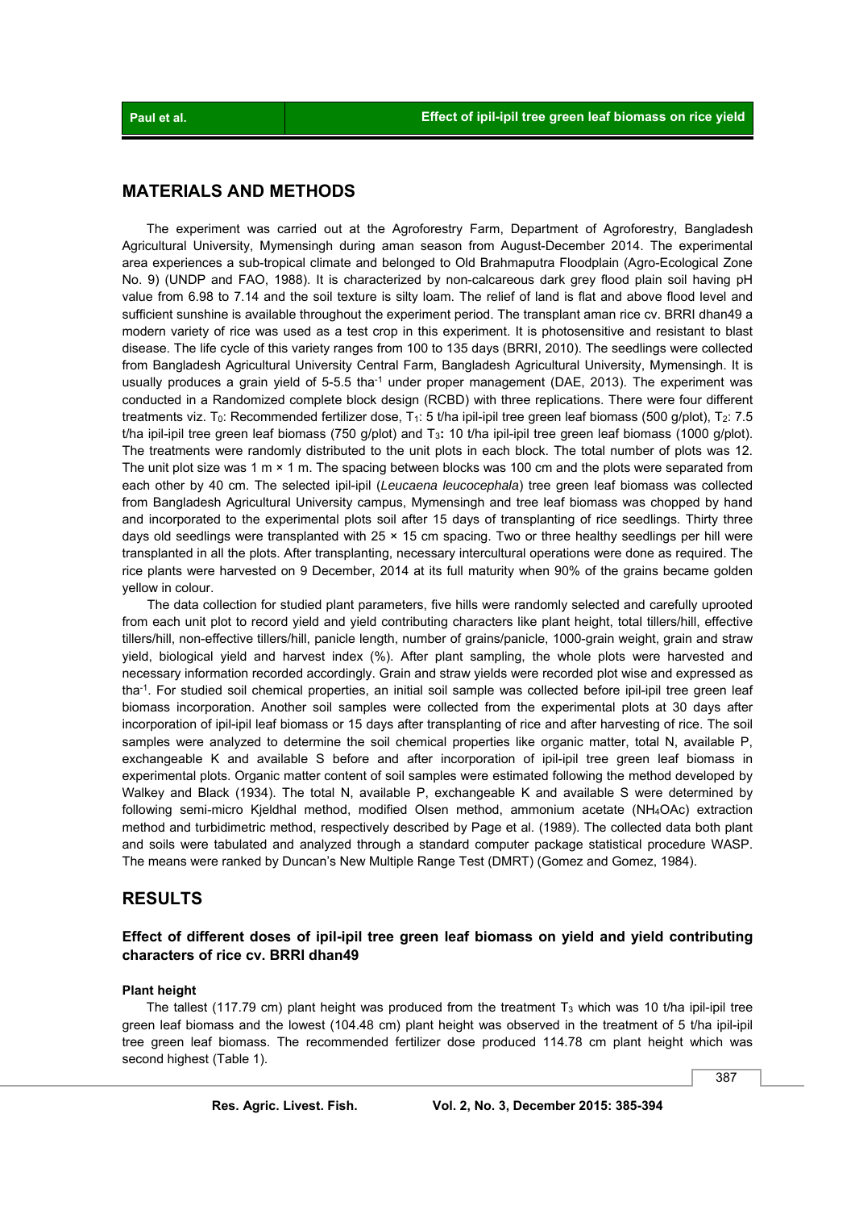## MATERIALS AND METHODS

The experiment was carried out at the Agroforestry Farm, Department of Agroforestry, Bangladesh Agricultural University, Mymensingh during aman season from August-December 2014. The experimental area experiences a sub-tropical climate and belonged to Old Brahmaputra Floodplain (Agro-Ecological Zone No. 9) (UNDP and FAO, 1988). It is characterized by non-calcareous dark grey flood plain soil having pH value from 6.98 to 7.14 and the soil texture is silty loam. The relief of land is flat and above flood level and sufficient sunshine is available throughout the experiment period. The transplant aman rice cv. BRRI dhan49 a modern variety of rice was used as a test crop in this experiment. It is photosensitive and resistant to blast disease. The life cycle of this variety ranges from 100 to 135 days (BRRI, 2010). The seedlings were collected from Bangladesh Agricultural University Central Farm, Bangladesh Agricultural University, Mymensingh. It is usually produces a grain yield of 5-5.5 $tha^{-1}$ under proper management (DAE, 2013). The experiment was conducted in a Randomized complete block design (RCBD) with three replications. There were four different treatments viz. $T_0$: Recommended fertilizer dose, $T_1$: 5 t/ha ipil-ipil tree green leaf biomass (500 g/plot), $T_2$: 7.5 t/ha ipil-ipil tree green leaf biomass (750 g/plot) and $T_3$**:** 10 t/ha ipil-ipil tree green leaf biomass (1000 g/plot). The treatments were randomly distributed to the unit plots in each block. The total number of plots was 12. The unit plot size was 1 m × 1 m. The spacing between blocks was 100 cm and the plots were separated from each other by 40 cm. The selected ipil-ipil (*Leucaena leucocephala*) tree green leaf biomass was collected from Bangladesh Agricultural University campus, Mymensingh and tree leaf biomass was chopped by hand and incorporated to the experimental plots soil after 15 days of transplanting of rice seedlings. Thirty three days old seedlings were transplanted with 25 × 15 cm spacing. Two or three healthy seedlings per hill were transplanted in all the plots. After transplanting, necessary intercultural operations were done as required. The rice plants were harvested on 9 December, 2014 at its full maturity when 90% of the grains became golden yellow in colour.

The data collection for studied plant parameters, five hills were randomly selected and carefully uprooted from each unit plot to record yield and yield contributing characters like plant height, total tillers/hill, effective tillers/hill, non-effective tillers/hill, panicle length, number of grains/panicle, 1000-grain weight, grain and straw yield, biological yield and harvest index (%). After plant sampling, the whole plots were harvested and necessary information recorded accordingly. Grain and straw yields were recorded plot wise and expressed as $tha^{-1}$. For studied soil chemical properties, an initial soil sample was collected before ipil-ipil tree green leaf biomass incorporation. Another soil samples were collected from the experimental plots at 30 days after incorporation of ipil-ipil leaf biomass or 15 days after transplanting of rice and after harvesting of rice. The soil samples were analyzed to determine the soil chemical properties like organic matter, total N, available P, exchangeable K and available S before and after incorporation of ipil-ipil tree green leaf biomass in experimental plots. Organic matter content of soil samples were estimated following the method developed by Walkey and Black (1934). The total N, available P, exchangeable K and available S were determined by following semi-micro Kjeldhal method, modified Olsen method, ammonium acetate ($NH_4OAc$) extraction method and turbidimetric method, respectively described by Page et al. (1989). The collected data both plant and soils were tabulated and analyzed through a standard computer package statistical procedure WASP. The means were ranked by Duncan's New Multiple Range Test (DMRT) (Gomez and Gomez, 1984).

## RESULTS

### Effect of different doses of ipil-ipil tree green leaf biomass on yield and yield contributing characters of rice cv. BRRI dhan49

#### Plant height

The tallest (117.79 cm) plant height was produced from the treatment $T_3$ which was 10 t/ha ipil-ipil tree green leaf biomass and the lowest (104.48 cm) plant height was observed in the treatment of 5 t/ha ipil-ipil tree green leaf biomass. The recommended fertilizer dose produced 114.78 cm plant height which was second highest (Table 1).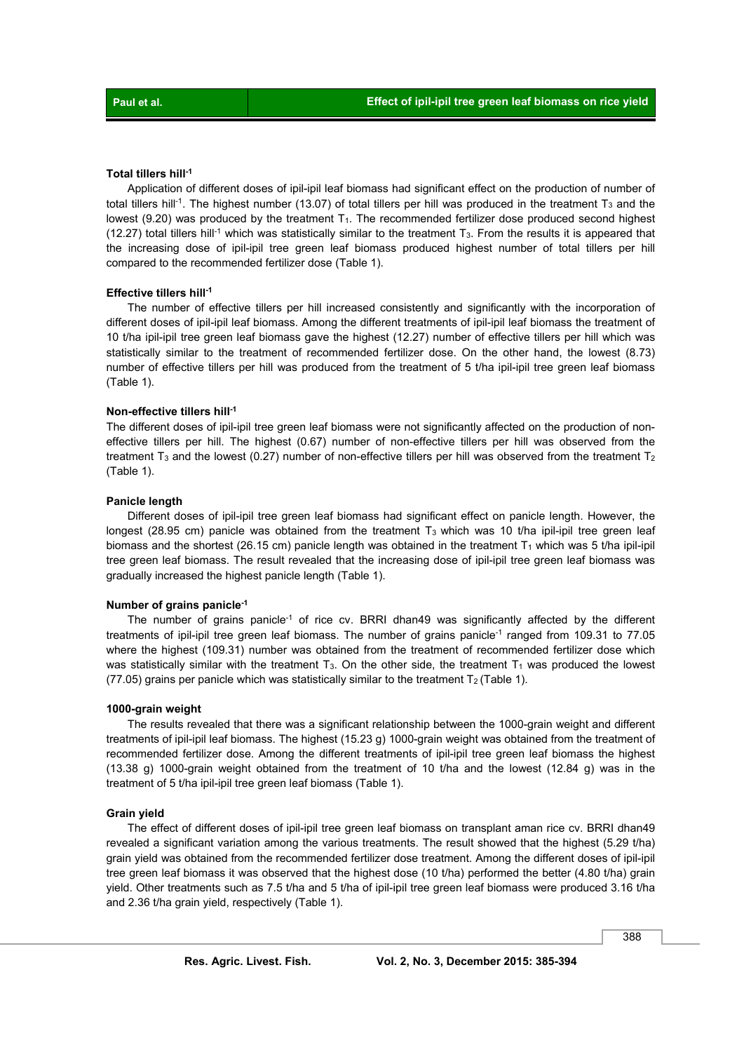#### Total tillers hill$^{-1}$

Application of different doses of ipil-ipil leaf biomass had significant effect on the production of number of total tillers hill$^{-1}$. The highest number (13.07) of total tillers per hill was produced in the treatment $T_3$ and the lowest (9.20) was produced by the treatment $T_1$. The recommended fertilizer dose produced second highest (12.27) total tillers hill$^{-1}$ which was statistically similar to the treatment $T_3$. From the results it is appeared that the increasing dose of ipil-ipil tree green leaf biomass produced highest number of total tillers per hill compared to the recommended fertilizer dose (Table 1).

#### Effective tillers hill$^{-1}$

The number of effective tillers per hill increased consistently and significantly with the incorporation of different doses of ipil-ipil leaf biomass. Among the different treatments of ipil-ipil leaf biomass the treatment of 10 t/ha ipil-ipil tree green leaf biomass gave the highest (12.27) number of effective tillers per hill which was statistically similar to the treatment of recommended fertilizer dose. On the other hand, the lowest (8.73) number of effective tillers per hill was produced from the treatment of 5 t/ha ipil-ipil tree green leaf biomass (Table 1).

#### Non-effective tillers hill$^{-1}$

The different doses of ipil-ipil tree green leaf biomass were not significantly affected on the production of non-effective tillers per hill. The highest (0.67) number of non-effective tillers per hill was observed from the treatment $T_3$ and the lowest (0.27) number of non-effective tillers per hill was observed from the treatment $T_2$ (Table 1).

#### Panicle length

Different doses of ipil-ipil tree green leaf biomass had significant effect on panicle length. However, the longest (28.95 cm) panicle was obtained from the treatment $T_3$ which was 10 t/ha ipil-ipil tree green leaf biomass and the shortest (26.15 cm) panicle length was obtained in the treatment $T_1$ which was 5 t/ha ipil-ipil tree green leaf biomass. The result revealed that the increasing dose of ipil-ipil tree green leaf biomass was gradually increased the highest panicle length (Table 1).

#### Number of grains panicle$^{-1}$

The number of grains panicle$^{-1}$ of rice cv. BRRI dhan49 was significantly affected by the different treatments of ipil-ipil tree green leaf biomass. The number of grains panicle$^{-1}$ ranged from 109.31 to 77.05 where the highest (109.31) number was obtained from the treatment of recommended fertilizer dose which was statistically similar with the treatment $T_3$. On the other side, the treatment $T_1$ was produced the lowest (77.05) grains per panicle which was statistically similar to the treatment $T_2$ (Table 1).

#### 1000-grain weight

The results revealed that there was a significant relationship between the 1000-grain weight and different treatments of ipil-ipil leaf biomass. The highest (15.23 g) 1000-grain weight was obtained from the treatment of recommended fertilizer dose. Among the different treatments of ipil-ipil tree green leaf biomass the highest (13.38 g) 1000-grain weight obtained from the treatment of 10 t/ha and the lowest (12.84 g) was in the treatment of 5 t/ha ipil-ipil tree green leaf biomass (Table 1).

#### Grain yield

The effect of different doses of ipil-ipil tree green leaf biomass on transplant aman rice cv. BRRI dhan49 revealed a significant variation among the various treatments. The result showed that the highest (5.29 t/ha) grain yield was obtained from the recommended fertilizer dose treatment. Among the different doses of ipil-ipil tree green leaf biomass it was observed that the highest dose (10 t/ha) performed the better (4.80 t/ha) grain yield. Other treatments such as 7.5 t/ha and 5 t/ha of ipil-ipil tree green leaf biomass were produced 3.16 t/ha and 2.36 t/ha grain yield, respectively (Table 1).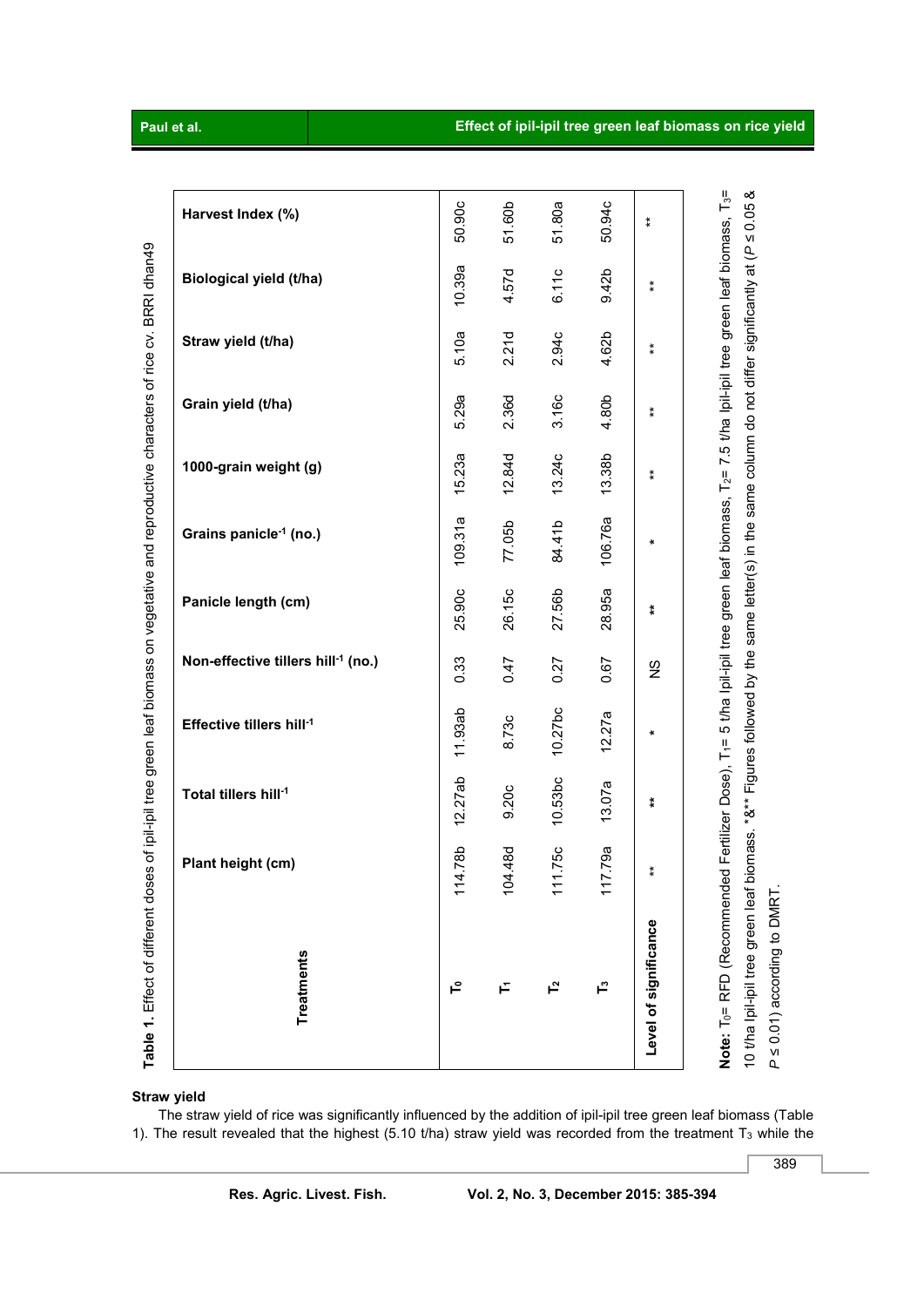**Table 1.** Effect of different doses of ipil-ipil tree green leaf biomass on vegetative and reproductive characters of rice cv. BRRI dhan49

| Treatments | Plant height (cm) | Total tillers hill$^{-1}$ | Effective tillers hill$^{-1}$ | Non-effective tillers hill$^{-1}$ (no.) | Panicle length (cm) | Grains panicle$^{-1}$ (no.) | 1000-grain weight (g) | Grain yield (t/ha) | Straw yield (t/ha) | Biological yield (t/ha) | Harvest Index (%) |
|---|---|---|---|---|---|---|---|---|---|---|---|
| $T_0$ | 114.78b | 12.27ab | 11.93ab | 0.33 | 25.90c | 109.31a | 15.23a | 5.29a | 5.10a | 10.39a | 50.90c |
| $T_1$ | 104.48d | 9.20c | 8.73c | 0.47 | 26.15c | 77.05b | 12.84d | 2.36d | 2.21d | 4.57d | 51.60b |
| $T_2$ | 111.75c | 10.53bc | 10.27bc | 0.27 | 27.56b | 84.41b | 13.24c | 3.16c | 2.94c | 6.11c | 51.80a |
| $T_3$ | 117.79a | 13.07a | 12.27a | 0.67 | 28.95a | 106.76a | 13.38b | 4.80b | 4.62b | 9.42b | 50.94c |
| Level of significance | ** | ** | * | NS | ** | * | ** | ** | ** | ** | ** |

**Note:** $T_0$= RFD (Recommended Fertilizer Dose), $T_1$= 5 t/ha Ipil-ipil tree green leaf biomass, $T_2$= 7.5 t/ha Ipil-ipil tree green leaf biomass, $T_3$= 10 t/ha Ipil-ipil tree green leaf biomass. *&** Figures followed by the same letter(s) in the same column do not differ significantly at ($P \leq 0.05$ & $P \leq 0.01$) according to DMRT.

**Straw yield**

The straw yield of rice was significantly influenced by the addition of ipil-ipil tree green leaf biomass (Table 1). The result revealed that the highest (5.10 t/ha) straw yield was recorded from the treatment $T_3$ while the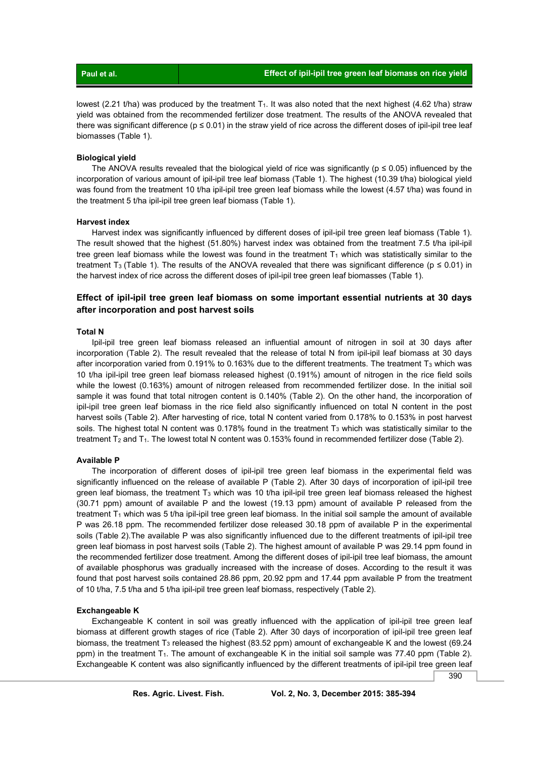lowest (2.21 t/ha) was produced by the treatment $T_1$. It was also noted that the next highest (4.62 t/ha) straw yield was obtained from the recommended fertilizer dose treatment. The results of the ANOVA revealed that there was significant difference ($p \leq 0.01$) in the straw yield of rice across the different doses of ipil-ipil tree leaf biomasses (Table 1).

### Biological yield

The ANOVA results revealed that the biological yield of rice was significantly ($p \leq 0.05$) influenced by the incorporation of various amount of ipil-ipil tree leaf biomass (Table 1). The highest (10.39 t/ha) biological yield was found from the treatment 10 t/ha ipil-ipil tree green leaf biomass while the lowest (4.57 t/ha) was found in the treatment 5 t/ha ipil-ipil tree green leaf biomass (Table 1).

### Harvest index

Harvest index was significantly influenced by different doses of ipil-ipil tree green leaf biomass (Table 1). The result showed that the highest (51.80%) harvest index was obtained from the treatment 7.5 t/ha ipil-ipil tree green leaf biomass while the lowest was found in the treatment $T_1$ which was statistically similar to the treatment $T_3$ (Table 1). The results of the ANOVA revealed that there was significant difference ($p \leq 0.01$) in the harvest index of rice across the different doses of ipil-ipil tree green leaf biomasses (Table 1).

## Effect of ipil-ipil tree green leaf biomass on some important essential nutrients at 30 days after incorporation and post harvest soils

### Total N

Ipil-ipil tree green leaf biomass released an influential amount of nitrogen in soil at 30 days after incorporation (Table 2). The result revealed that the release of total N from ipil-ipil leaf biomass at 30 days after incorporation varied from 0.191% to 0.163% due to the different treatments. The treatment $T_3$ which was 10 t/ha ipil-ipil tree green leaf biomass released highest (0.191%) amount of nitrogen in the rice field soils while the lowest (0.163%) amount of nitrogen released from recommended fertilizer dose. In the initial soil sample it was found that total nitrogen content is 0.140% (Table 2). On the other hand, the incorporation of ipil-ipil tree green leaf biomass in the rice field also significantly influenced on total N content in the post harvest soils (Table 2). After harvesting of rice, total N content varied from 0.178% to 0.153% in post harvest soils. The highest total N content was 0.178% found in the treatment $T_3$ which was statistically similar to the treatment $T_2$ and $T_1$. The lowest total N content was 0.153% found in recommended fertilizer dose (Table 2).

### Available P

The incorporation of different doses of ipil-ipil tree green leaf biomass in the experimental field was significantly influenced on the release of available P (Table 2). After 30 days of incorporation of ipil-ipil tree green leaf biomass, the treatment $T_3$ which was 10 t/ha ipil-ipil tree green leaf biomass released the highest (30.71 ppm) amount of available P and the lowest (19.13 ppm) amount of available P released from the treatment $T_1$ which was 5 t/ha ipil-ipil tree green leaf biomass. In the initial soil sample the amount of available P was 26.18 ppm. The recommended fertilizer dose released 30.18 ppm of available P in the experimental soils (Table 2).The available P was also significantly influenced due to the different treatments of ipil-ipil tree green leaf biomass in post harvest soils (Table 2). The highest amount of available P was 29.14 ppm found in the recommended fertilizer dose treatment. Among the different doses of ipil-ipil tree leaf biomass, the amount of available phosphorus was gradually increased with the increase of doses. According to the result it was found that post harvest soils contained 28.86 ppm, 20.92 ppm and 17.44 ppm available P from the treatment of 10 t/ha, 7.5 t/ha and 5 t/ha ipil-ipil tree green leaf biomass, respectively (Table 2).

### Exchangeable K

Exchangeable K content in soil was greatly influenced with the application of ipil-ipil tree green leaf biomass at different growth stages of rice (Table 2). After 30 days of incorporation of ipil-ipil tree green leaf biomass, the treatment $T_3$ released the highest (83.52 ppm) amount of exchangeable K and the lowest (69.24 ppm) in the treatment $T_1$. The amount of exchangeable K in the initial soil sample was 77.40 ppm (Table 2). Exchangeable K content was also significantly influenced by the different treatments of ipil-ipil tree green leaf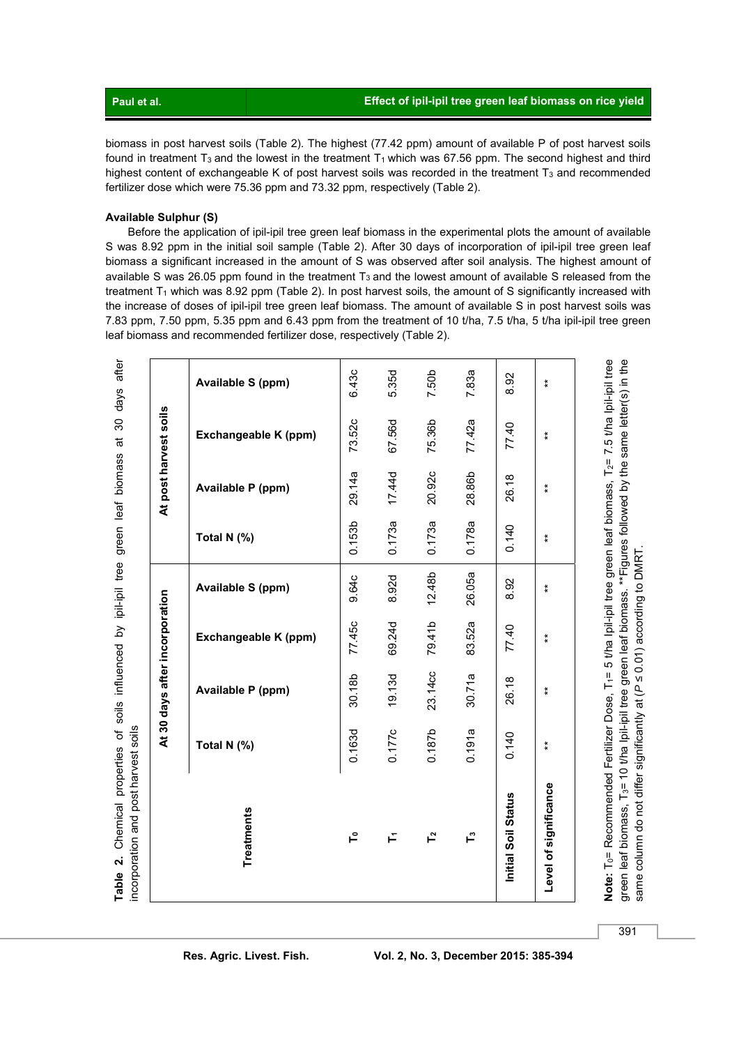biomass in post harvest soils (Table 2). The highest (77.42 ppm) amount of available P of post harvest soils found in treatment $T_3$ and the lowest in the treatment $T_1$ which was 67.56 ppm. The second highest and third highest content of exchangeable K of post harvest soils was recorded in the treatment $T_3$ and recommended fertilizer dose which were 75.36 ppm and 73.32 ppm, respectively (Table 2).

**Available Sulphur (S)**

Before the application of ipil-ipil tree green leaf biomass in the experimental plots the amount of available S was 8.92 ppm in the initial soil sample (Table 2). After 30 days of incorporation of ipil-ipil tree green leaf biomass a significant increased in the amount of S was observed after soil analysis. The highest amount of available S was 26.05 ppm found in the treatment $T_3$ and the lowest amount of available S released from the treatment $T_1$ which was 8.92 ppm (Table 2). In post harvest soils, the amount of S significantly increased with the increase of doses of ipil-ipil tree green leaf biomass. The amount of available S in post harvest soils was 7.83 ppm, 7.50 ppm, 5.35 ppm and 6.43 ppm from the treatment of 10 t/ha, 7.5 t/ha, 5 t/ha ipil-ipil tree green leaf biomass and recommended fertilizer dose, respectively (Table 2).

**Table 2.** Chemical properties of soils influenced by ipil-ipil tree green leaf biomass at 30 days after incorporation and post harvest soils

| Treatments | At 30 days after incorporation | | | | At post harvest soils | | | |
|---|---|---|---|---|---|---|---|---|
| | Total N (%) | Available P (ppm) | Exchangeable K (ppm) | Available S (ppm) | Total N (%) | Available P (ppm) | Exchangeable K (ppm) | Available S (ppm) |
| $T_0$ | 0.163d | 30.18b | 77.45c | 9.64c | 0.153b | 29.14a | 73.52c | 6.43c |
| $T_1$ | 0.177c | 19.13d | 69.24d | 8.92d | 0.173a | 17.44d | 67.56d | 5.35d |
| $T_2$ | 0.187b | 23.14cc | 79.41b | 12.48b | 0.173a | 20.92c | 75.36b | 7.50b |
| $T_3$ | 0.191a | 30.71a | 83.52a | 26.05a | 0.178a | 28.86b | 77.42a | 7.83a |
| **Initial Soil Status** | 0.140 | 26.18 | 77.40 | 8.92 | 0.140 | 26.18 | 77.40 | 8.92 |
| **Level of significance** | ** | ** | ** | ** | ** | ** | ** | ** |

**Note:** $T_0$= Recommended Fertilizer Dose, $T_1$= 5 t/ha Ipil-ipil tree green leaf biomass, $T_2$= 7.5 t/ha Ipil-ipil tree green leaf biomass, $T_3$= 10 t/ha Ipil-ipil tree green leaf biomass. **Figures followed by the same letter(s) in the same column do not differ significantly at ($P \leq 0.01$) according to DMRT.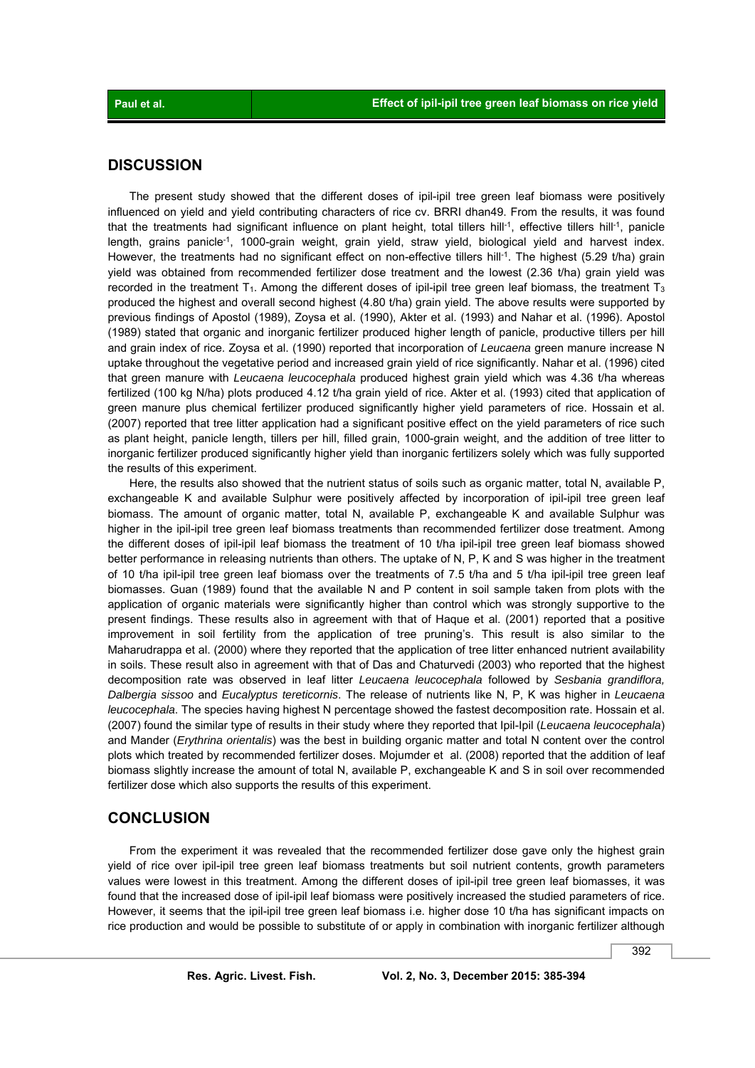## DISCUSSION

The present study showed that the different doses of ipil-ipil tree green leaf biomass were positively influenced on yield and yield contributing characters of rice cv. BRRI dhan49. From the results, it was found that the treatments had significant influence on plant height, total tillers hill$^{-1}$, effective tillers hill$^{-1}$, panicle length, grains panicle$^{-1}$, 1000-grain weight, grain yield, straw yield, biological yield and harvest index. However, the treatments had no significant effect on non-effective tillers hill$^{-1}$. The highest (5.29 t/ha) grain yield was obtained from recommended fertilizer dose treatment and the lowest (2.36 t/ha) grain yield was recorded in the treatment $T_1$. Among the different doses of ipil-ipil tree green leaf biomass, the treatment $T_3$ produced the highest and overall second highest (4.80 t/ha) grain yield. The above results were supported by previous findings of Apostol (1989), Zoysa et al. (1990), Akter et al. (1993) and Nahar et al. (1996). Apostol (1989) stated that organic and inorganic fertilizer produced higher length of panicle, productive tillers per hill and grain index of rice. Zoysa et al. (1990) reported that incorporation of *Leucaena* green manure increase N uptake throughout the vegetative period and increased grain yield of rice significantly. Nahar et al. (1996) cited that green manure with *Leucaena leucocephala* produced highest grain yield which was 4.36 t/ha whereas fertilized (100 kg N/ha) plots produced 4.12 t/ha grain yield of rice. Akter et al. (1993) cited that application of green manure plus chemical fertilizer produced significantly higher yield parameters of rice. Hossain et al. (2007) reported that tree litter application had a significant positive effect on the yield parameters of rice such as plant height, panicle length, tillers per hill, filled grain, 1000-grain weight, and the addition of tree litter to inorganic fertilizer produced significantly higher yield than inorganic fertilizers solely which was fully supported the results of this experiment.

Here, the results also showed that the nutrient status of soils such as organic matter, total N, available P, exchangeable K and available Sulphur were positively affected by incorporation of ipil-ipil tree green leaf biomass. The amount of organic matter, total N, available P, exchangeable K and available Sulphur was higher in the ipil-ipil tree green leaf biomass treatments than recommended fertilizer dose treatment. Among the different doses of ipil-ipil leaf biomass the treatment of 10 t/ha ipil-ipil tree green leaf biomass showed better performance in releasing nutrients than others. The uptake of N, P, K and S was higher in the treatment of 10 t/ha ipil-ipil tree green leaf biomass over the treatments of 7.5 t/ha and 5 t/ha ipil-ipil tree green leaf biomasses. Guan (1989) found that the available N and P content in soil sample taken from plots with the application of organic materials were significantly higher than control which was strongly supportive to the present findings. These results also in agreement with that of Haque et al. (2001) reported that a positive improvement in soil fertility from the application of tree pruning's. This result is also similar to the Maharudrappa et al. (2000) where they reported that the application of tree litter enhanced nutrient availability in soils. These result also in agreement with that of Das and Chaturvedi (2003) who reported that the highest decomposition rate was observed in leaf litter *Leucaena leucocephala* followed by *Sesbania grandiflora, Dalbergia sissoo* and *Eucalyptus tereticornis*. The release of nutrients like N, P, K was higher in *Leucaena leucocephala*. The species having highest N percentage showed the fastest decomposition rate. Hossain et al. (2007) found the similar type of results in their study where they reported that Ipil-Ipil (*Leucaena leucocephala*) and Mander (*Erythrina orientalis*) was the best in building organic matter and total N content over the control plots which treated by recommended fertilizer doses. Mojumder et al. (2008) reported that the addition of leaf biomass slightly increase the amount of total N, available P, exchangeable K and S in soil over recommended fertilizer dose which also supports the results of this experiment.

## CONCLUSION

From the experiment it was revealed that the recommended fertilizer dose gave only the highest grain yield of rice over ipil-ipil tree green leaf biomass treatments but soil nutrient contents, growth parameters values were lowest in this treatment. Among the different doses of ipil-ipil tree green leaf biomasses, it was found that the increased dose of ipil-ipil leaf biomass were positively increased the studied parameters of rice. However, it seems that the ipil-ipil tree green leaf biomass i.e. higher dose 10 t/ha has significant impacts on rice production and would be possible to substitute of or apply in combination with inorganic fertilizer although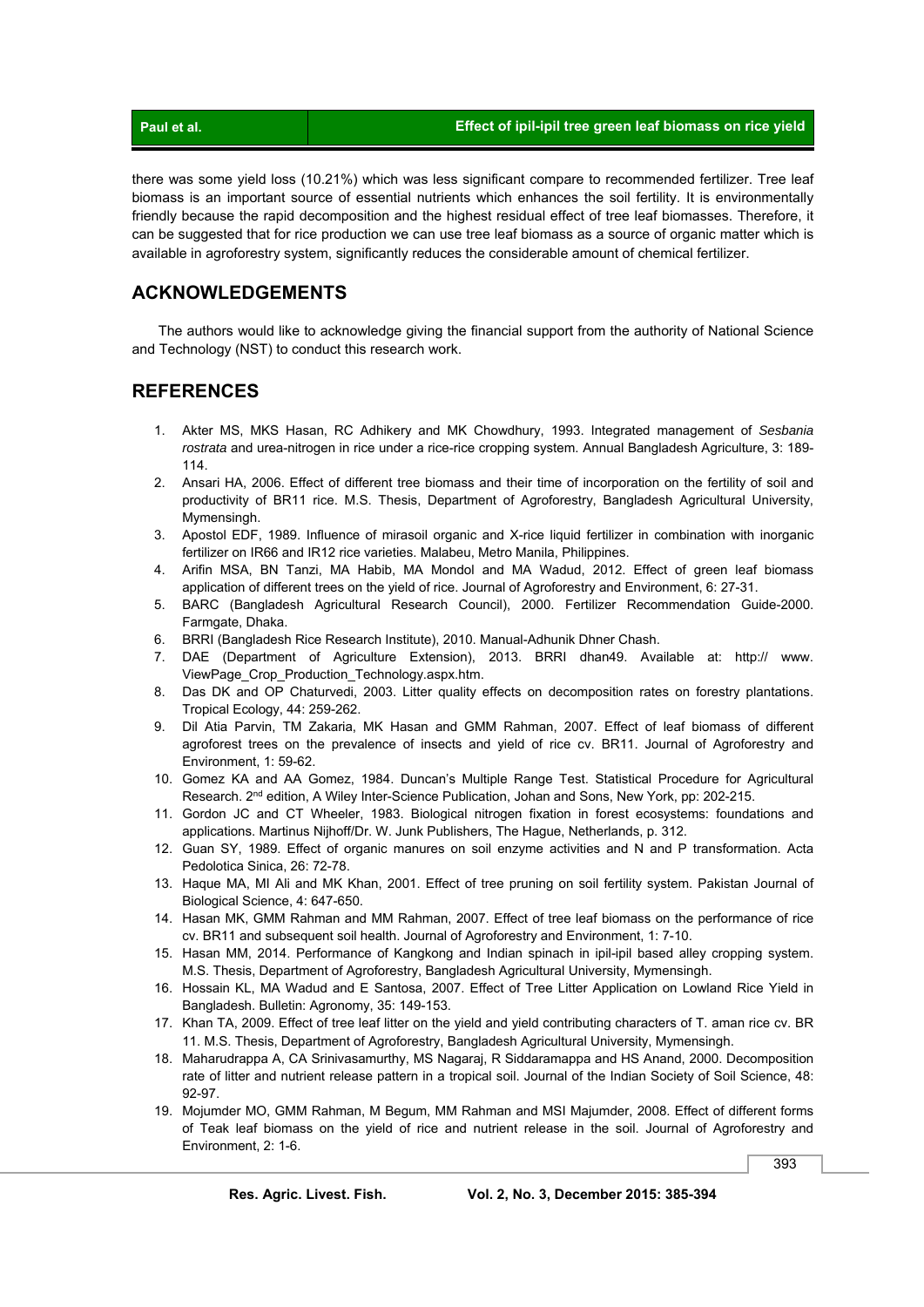there was some yield loss (10.21%) which was less significant compare to recommended fertilizer. Tree leaf biomass is an important source of essential nutrients which enhances the soil fertility. It is environmentally friendly because the rapid decomposition and the highest residual effect of tree leaf biomasses. Therefore, it can be suggested that for rice production we can use tree leaf biomass as a source of organic matter which is available in agroforestry system, significantly reduces the considerable amount of chemical fertilizer.

## ACKNOWLEDGEMENTS

The authors would like to acknowledge giving the financial support from the authority of National Science and Technology (NST) to conduct this research work.

## REFERENCES

1. Akter MS, MKS Hasan, RC Adhikery and MK Chowdhury, 1993. Integrated management of *Sesbania rostrata* and urea-nitrogen in rice under a rice-rice cropping system. Annual Bangladesh Agriculture, 3: 189-114.
2. Ansari HA, 2006. Effect of different tree biomass and their time of incorporation on the fertility of soil and productivity of BR11 rice. M.S. Thesis, Department of Agroforestry, Bangladesh Agricultural University, Mymensingh.
3. Apostol EDF, 1989. Influence of mirasoil organic and X-rice liquid fertilizer in combination with inorganic fertilizer on IR66 and IR12 rice varieties. Malabeu, Metro Manila, Philippines.
4. Arifin MSA, BN Tanzi, MA Habib, MA Mondol and MA Wadud, 2012. Effect of green leaf biomass application of different trees on the yield of rice. Journal of Agroforestry and Environment, 6: 27-31.
5. BARC (Bangladesh Agricultural Research Council), 2000. Fertilizer Recommendation Guide-2000. Farmgate, Dhaka.
6. BRRI (Bangladesh Rice Research Institute), 2010. Manual-Adhunik Dhner Chash.
7. DAE (Department of Agriculture Extension), 2013. BRRI dhan49. Available at: http:// www. ViewPage_Crop_Production_Technology.aspx.htm.
8. Das DK and OP Chaturvedi, 2003. Litter quality effects on decomposition rates on forestry plantations. Tropical Ecology, 44: 259-262.
9. Dil Atia Parvin, TM Zakaria, MK Hasan and GMM Rahman, 2007. Effect of leaf biomass of different agroforest trees on the prevalence of insects and yield of rice cv. BR11. Journal of Agroforestry and Environment, 1: 59-62.
10. Gomez KA and AA Gomez, 1984. Duncan's Multiple Range Test. Statistical Procedure for Agricultural Research. 2nd edition, A Wiley Inter-Science Publication, Johan and Sons, New York, pp: 202-215.
11. Gordon JC and CT Wheeler, 1983. Biological nitrogen fixation in forest ecosystems: foundations and applications. Martinus Nijhoff/Dr. W. Junk Publishers, The Hague, Netherlands, p. 312.
12. Guan SY, 1989. Effect of organic manures on soil enzyme activities and N and P transformation. Acta Pedolotica Sinica, 26: 72-78.
13. Haque MA, MI Ali and MK Khan, 2001. Effect of tree pruning on soil fertility system. Pakistan Journal of Biological Science, 4: 647-650.
14. Hasan MK, GMM Rahman and MM Rahman, 2007. Effect of tree leaf biomass on the performance of rice cv. BR11 and subsequent soil health. Journal of Agroforestry and Environment, 1: 7-10.
15. Hasan MM, 2014. Performance of Kangkong and Indian spinach in ipil-ipil based alley cropping system. M.S. Thesis, Department of Agroforestry, Bangladesh Agricultural University, Mymensingh.
16. Hossain KL, MA Wadud and E Santosa, 2007. Effect of Tree Litter Application on Lowland Rice Yield in Bangladesh. Bulletin: Agronomy, 35: 149-153.
17. Khan TA, 2009. Effect of tree leaf litter on the yield and yield contributing characters of T. aman rice cv. BR 11. M.S. Thesis, Department of Agroforestry, Bangladesh Agricultural University, Mymensingh.
18. Maharudrappa A, CA Srinivasamurthy, MS Nagaraj, R Siddaramappa and HS Anand, 2000. Decomposition rate of litter and nutrient release pattern in a tropical soil. Journal of the Indian Society of Soil Science, 48: 92-97.
19. Mojumder MO, GMM Rahman, M Begum, MM Rahman and MSI Majumder, 2008. Effect of different forms of Teak leaf biomass on the yield of rice and nutrient release in the soil. Journal of Agroforestry and Environment, 2: 1-6.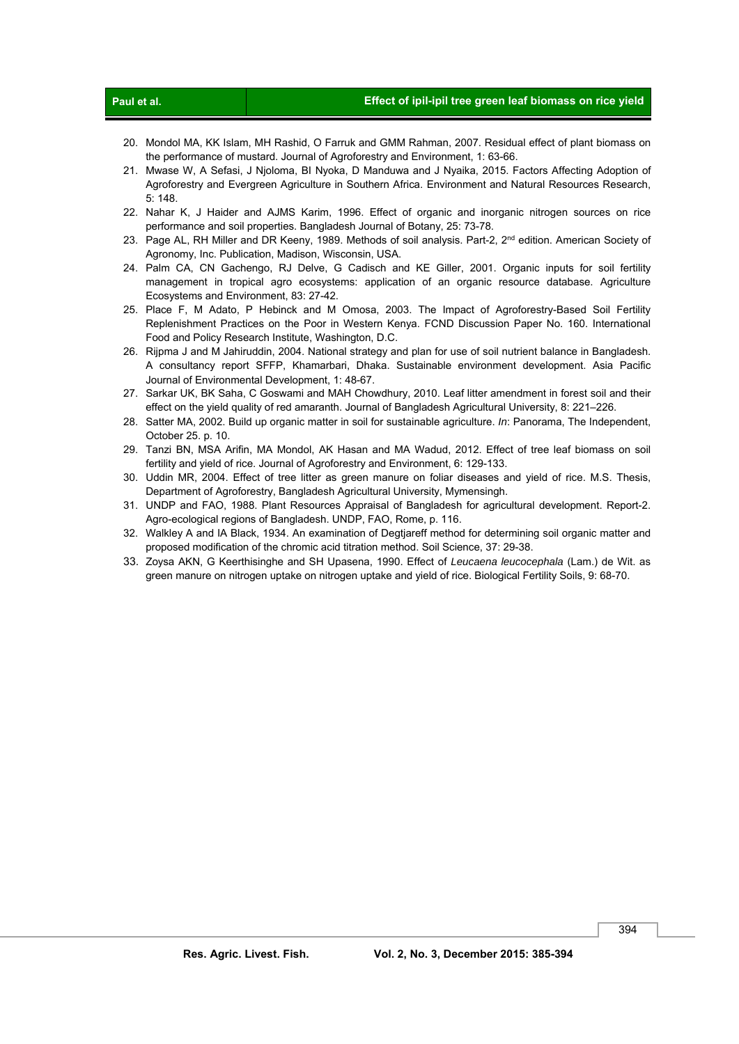20. Mondol MA, KK Islam, MH Rashid, O Farruk and GMM Rahman, 2007. Residual effect of plant biomass on the performance of mustard. Journal of Agroforestry and Environment, 1: 63-66.
21. Mwase W, A Sefasi, J Njoloma, BI Nyoka, D Manduwa and J Nyaika, 2015. Factors Affecting Adoption of Agroforestry and Evergreen Agriculture in Southern Africa. Environment and Natural Resources Research, 5: 148.
22. Nahar K, J Haider and AJMS Karim, 1996. Effect of organic and inorganic nitrogen sources on rice performance and soil properties. Bangladesh Journal of Botany, 25: 73-78.
23. Page AL, RH Miller and DR Keeny, 1989. Methods of soil analysis. Part-2, 2nd edition. American Society of Agronomy, Inc. Publication, Madison, Wisconsin, USA.
24. Palm CA, CN Gachengo, RJ Delve, G Cadisch and KE Giller, 2001. Organic inputs for soil fertility management in tropical agro ecosystems: application of an organic resource database. Agriculture Ecosystems and Environment, 83: 27-42.
25. Place F, M Adato, P Hebinck and M Omosa, 2003. The Impact of Agroforestry-Based Soil Fertility Replenishment Practices on the Poor in Western Kenya. FCND Discussion Paper No. 160. International Food and Policy Research Institute, Washington, D.C.
26. Rijpma J and M Jahiruddin, 2004. National strategy and plan for use of soil nutrient balance in Bangladesh. A consultancy report SFFP, Khamarbari, Dhaka. Sustainable environment development. Asia Pacific Journal of Environmental Development, 1: 48-67.
27. Sarkar UK, BK Saha, C Goswami and MAH Chowdhury, 2010. Leaf litter amendment in forest soil and their effect on the yield quality of red amaranth. Journal of Bangladesh Agricultural University, 8: 221–226.
28. Satter MA, 2002. Build up organic matter in soil for sustainable agriculture. *In*: Panorama, The Independent, October 25. p. 10.
29. Tanzi BN, MSA Arifin, MA Mondol, AK Hasan and MA Wadud, 2012. Effect of tree leaf biomass on soil fertility and yield of rice. Journal of Agroforestry and Environment, 6: 129-133.
30. Uddin MR, 2004. Effect of tree litter as green manure on foliar diseases and yield of rice. M.S. Thesis, Department of Agroforestry, Bangladesh Agricultural University, Mymensingh.
31. UNDP and FAO, 1988. Plant Resources Appraisal of Bangladesh for agricultural development. Report-2. Agro-ecological regions of Bangladesh. UNDP, FAO, Rome, p. 116.
32. Walkley A and IA Black, 1934. An examination of Degtjareff method for determining soil organic matter and proposed modification of the chromic acid titration method. Soil Science, 37: 29-38.
33. Zoysa AKN, G Keerthisinghe and SH Upasena, 1990. Effect of *Leucaena leucocephala* (Lam.) de Wit. as green manure on nitrogen uptake on nitrogen uptake and yield of rice. Biological Fertility Soils, 9: 68-70.